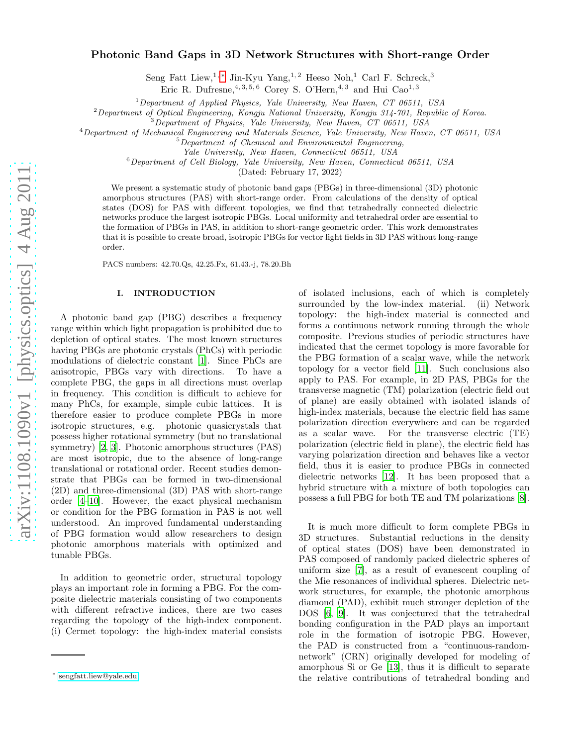# Photonic Band Gaps in 3D Network Structures with Short-range Order

Seng Fatt Liew,[1,*] Jin-Kyu Yang,[1,2] Heeso Noh,[1] Carl F. Schreck,[3]
Eric R. Dufresne,[4,3,5,6] Corey S. O'Hern,[4,3] and Hui Cao[1,3]

[1] *Department of Applied Physics, Yale University, New Haven, CT 06511, USA*
[2] *Department of Optical Engineering, Kongju National University, Kongju 314-701, Republic of Korea.*
[3] *Department of Physics, Yale University, New Haven, CT 06511, USA*
[4] *Department of Mechanical Engineering and Materials Science, Yale University, New Haven, CT 06511, USA*
[5] *Department of Chemical and Environmental Engineering, Yale University, New Haven, Connecticut 06511, USA*
[6] *Department of Cell Biology, Yale University, New Haven, Connecticut 06511, USA*

(Dated: February 17, 2022)

We present a systematic study of photonic band gaps (PBGs) in three-dimensional (3D) photonic amorphous structures (PAS) with short-range order. From calculations of the density of optical states (DOS) for PAS with different topologies, we find that tetrahedrally connected dielectric networks produce the largest isotropic PBGs. Local uniformity and tetrahedral order are essential to the formation of PBGs in PAS, in addition to short-range geometric order. This work demonstrates that it is possible to create broad, isotropic PBGs for vector light fields in 3D PAS without long-range order.

PACS numbers: 42.70.Qs, 42.25.Fx, 61.43.-j, 78.20.Bh

## I. INTRODUCTION

A photonic band gap (PBG) describes a frequency range within which light propagation is prohibited due to depletion of optical states. The most known structures having PBGs are photonic crystals (PhCs) with periodic modulations of dielectric constant [1]. Since PhCs are anisotropic, PBGs vary with directions. To have a complete PBG, the gaps in all directions must overlap in frequency. This condition is difficult to achieve for many PhCs, for example, simple cubic lattices. It is therefore easier to produce complete PBGs in more isotropic structures, e.g. photonic quasicrystals that possess higher rotational symmetry (but no translational symmetry) [2, 3]. Photonic amorphous structures (PAS) are most isotropic, due to the absence of long-range translational or rotational order. Recent studies demonstrate that PBGs can be formed in two-dimensional (2D) and three-dimensional (3D) PAS with short-range order [4–10]. However, the exact physical mechanism or condition for the PBG formation in PAS is not well understood. An improved fundamental understanding of PBG formation would allow researchers to design photonic amorphous materials with optimized and tunable PBGs.

In addition to geometric order, structural topology plays an important role in forming a PBG. For the composite dielectric materials consisting of two components with different refractive indices, there are two cases regarding the topology of the high-index component. (i) Cermet topology: the high-index material consists of isolated inclusions, each of which is completely surrounded by the low-index material. (ii) Network topology: the high-index material is connected and forms a continuous network running through the whole composite. Previous studies of periodic structures have indicated that the cermet topology is more favorable for the PBG formation of a scalar wave, while the network topology for a vector field [11]. Such conclusions also apply to PAS. For example, in 2D PAS, PBGs for the transverse magnetic (TM) polarization (electric field out of plane) are easily obtained with isolated islands of high-index materials, because the electric field has same polarization direction everywhere and can be regarded as a scalar wave. For the transverse electric (TE) polarization (electric field in plane), the electric field has varying polarization direction and behaves like a vector field, thus it is easier to produce PBGs in connected dielectric networks [12]. It has been proposed that a hybrid structure with a mixture of both topologies can possess a full PBG for both TE and TM polarizations [8].

It is much more difficult to form complete PBGs in 3D structures. Substantial reductions in the density of optical states (DOS) have been demonstrated in PAS composed of randomly packed dielectric spheres of uniform size [7], as a result of evanescent coupling of the Mie resonances of individual spheres. Dielectric network structures, for example, the photonic amorphous diamond (PAD), exhibit much stronger depletion of the DOS [6, 9]. It was conjectured that the tetrahedral bonding configuration in the PAD plays an important role in the formation of isotropic PBG. However, the PAD is constructed from a "continuous-random-network" (CRN) originally developed for modeling of amorphous Si or Ge [13], thus it is difficult to separate the relative contributions of tetrahedral bonding and

* sengfatt.liew@yale.edu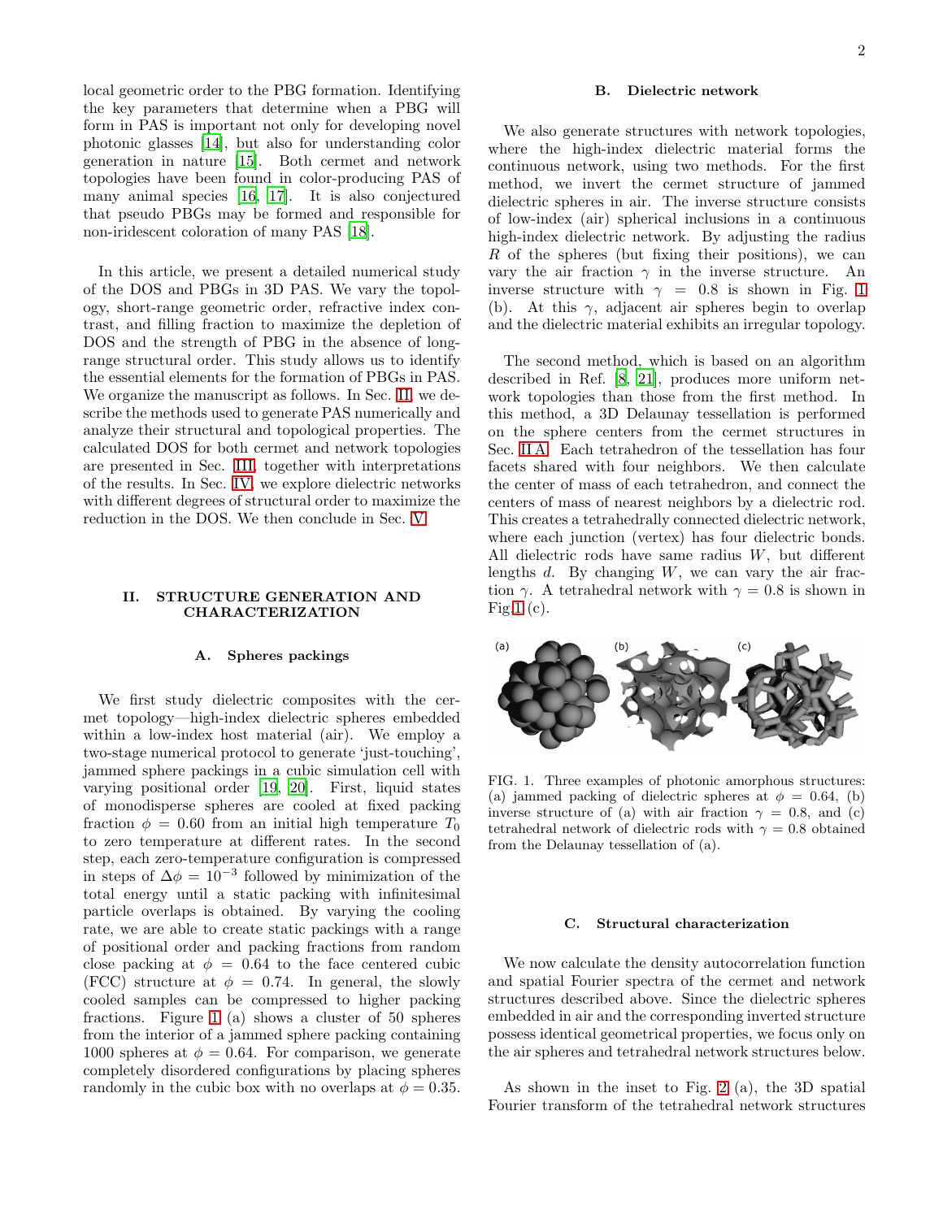local geometric order to the PBG formation. Identifying the key parameters that determine when a PBG will form in PAS is important not only for developing novel photonic glasses [14], but also for understanding color generation in nature [15]. Both cermet and network topologies have been found in color-producing PAS of many animal species [16, 17]. It is also conjectured that pseudo PBGs may be formed and responsible for non-iridescent coloration of many PAS [18].

In this article, we present a detailed numerical study of the DOS and PBGs in 3D PAS. We vary the topology, short-range geometric order, refractive index contrast, and filling fraction to maximize the depletion of DOS and the strength of PBG in the absence of long-range structural order. This study allows us to identify the essential elements for the formation of PBGs in PAS. We organize the manuscript as follows. In Sec. II, we describe the methods used to generate PAS numerically and analyze their structural and topological properties. The calculated DOS for both cermet and network topologies are presented in Sec. III, together with interpretations of the results. In Sec. IV, we explore dielectric networks with different degrees of structural order to maximize the reduction in the DOS. We then conclude in Sec. V.

## II. STRUCTURE GENERATION AND CHARACTERIZATION

### A. Spheres packings

We first study dielectric composites with the cermet topology—high-index dielectric spheres embedded within a low-index host material (air). We employ a two-stage numerical protocol to generate 'just-touching', jammed sphere packings in a cubic simulation cell with varying positional order [19, 20]. First, liquid states of monodisperse spheres are cooled at fixed packing fraction $\phi = 0.60$ from an initial high temperature $T_0$ to zero temperature at different rates. In the second step, each zero-temperature configuration is compressed in steps of $\Delta\phi = 10^{-3}$ followed by minimization of the total energy until a static packing with infinitesimal particle overlaps is obtained. By varying the cooling rate, we are able to create static packings with a range of positional order and packing fractions from random close packing at $\phi = 0.64$ to the face centered cubic (FCC) structure at $\phi = 0.74$. In general, the slowly cooled samples can be compressed to higher packing fractions. Figure 1 (a) shows a cluster of 50 spheres from the interior of a jammed sphere packing containing 1000 spheres at $\phi = 0.64$. For comparison, we generate completely disordered configurations by placing spheres randomly in the cubic box with no overlaps at $\phi = 0.35$.

### B. Dielectric network

We also generate structures with network topologies, where the high-index dielectric material forms the continuous network, using two methods. For the first method, we invert the cermet structure of jammed dielectric spheres in air. The inverse structure consists of low-index (air) spherical inclusions in a continuous high-index dielectric network. By adjusting the radius $R$ of the spheres (but fixing their positions), we can vary the air fraction $\gamma$ in the inverse structure. An inverse structure with $\gamma = 0.8$ is shown in Fig. 1 (b). At this $\gamma$, adjacent air spheres begin to overlap and the dielectric material exhibits an irregular topology.

The second method, which is based on an algorithm described in Ref. [8, 21], produces more uniform network topologies than those from the first method. In this method, a 3D Delaunay tessellation is performed on the sphere centers from the cermet structures in Sec. II A. Each tetrahedron of the tessellation has four facets shared with four neighbors. We then calculate the center of mass of each tetrahedron, and connect the centers of mass of nearest neighbors by a dielectric rod. This creates a tetrahedrally connected dielectric network, where each junction (vertex) has four dielectric bonds. All dielectric rods have same radius $W$, but different lengths $d$. By changing $W$, we can vary the air fraction $\gamma$. A tetrahedral network with $\gamma = 0.8$ is shown in Fig. 1 (c).

FIG. 1. Three examples of photonic amorphous structures: (a) jammed packing of dielectric spheres at $\phi = 0.64$, (b) inverse structure of (a) with air fraction $\gamma = 0.8$, and (c) tetrahedral network of dielectric rods with $\gamma = 0.8$ obtained from the Delaunay tessellation of (a).

### C. Structural characterization

We now calculate the density autocorrelation function and spatial Fourier spectra of the cermet and network structures described above. Since the dielectric spheres embedded in air and the corresponding inverted structure possess identical geometrical properties, we focus only on the air spheres and tetrahedral network structures below.

As shown in the inset to Fig. 2 (a), the 3D spatial Fourier transform of the tetrahedral network structures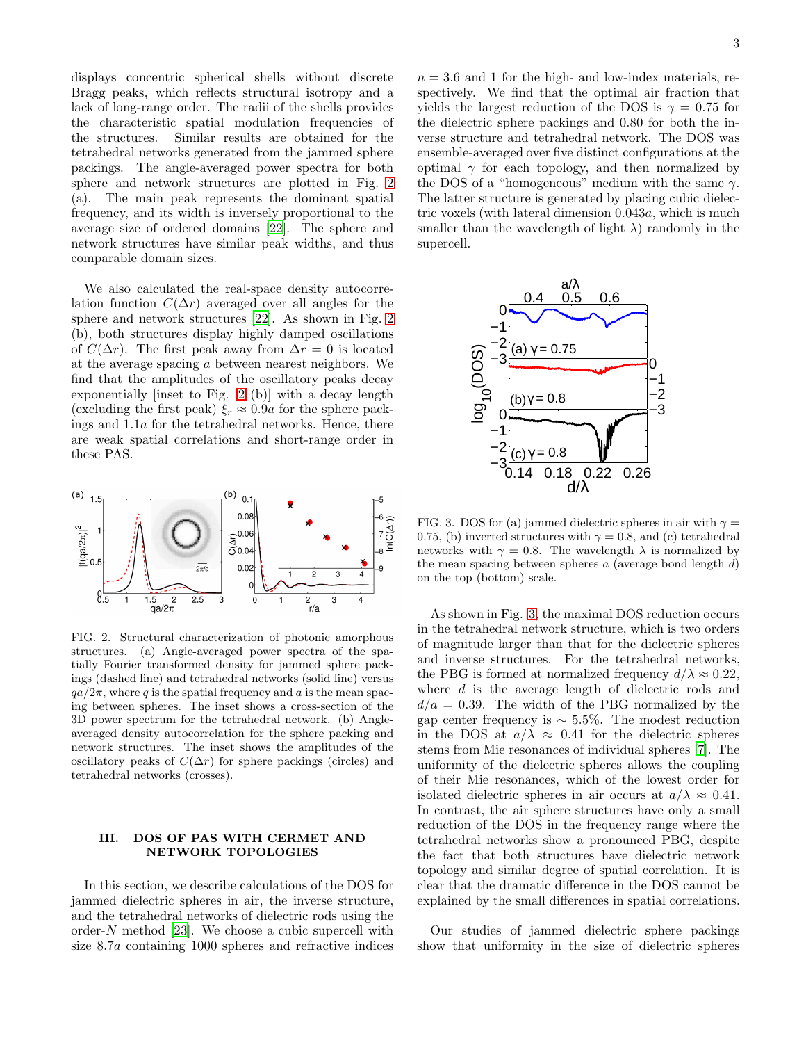displays concentric spherical shells without discrete Bragg peaks, which reflects structural isotropy and a lack of long-range order. The radii of the shells provides the characteristic spatial modulation frequencies of the structures. Similar results are obtained for the tetrahedral networks generated from the jammed sphere packings. The angle-averaged power spectra for both sphere and network structures are plotted in Fig. 2 (a). The main peak represents the dominant spatial frequency, and its width is inversely proportional to the average size of ordered domains [22]. The sphere and network structures have similar peak widths, and thus comparable domain sizes.

We also calculated the real-space density autocorrelation function $C(\Delta r)$ averaged over all angles for the sphere and network structures [22]. As shown in Fig. 2 (b), both structures display highly damped oscillations of $C(\Delta r)$. The first peak away from $\Delta r = 0$ is located at the average spacing $a$ between nearest neighbors. We find that the amplitudes of the oscillatory peaks decay exponentially [inset to Fig. 2 (b)] with a decay length (excluding the first peak) $\xi_r \approx 0.9a$ for the sphere packings and $1.1a$ for the tetrahedral networks. Hence, there are weak spatial correlations and short-range order in these PAS.

FIG. 2. Structural characterization of photonic amorphous structures. (a) Angle-averaged power spectra of the spatially Fourier transformed density for jammed sphere packings (dashed line) and tetrahedral networks (solid line) versus $qa/2\pi$, where $q$ is the spatial frequency and $a$ is the mean spacing between spheres. The inset shows a cross-section of the 3D power spectrum for the tetrahedral network. (b) Angle-averaged density autocorrelation for the sphere packing and network structures. The inset shows the amplitudes of the oscillatory peaks of $C(\Delta r)$ for sphere packings (circles) and tetrahedral networks (crosses).

## III. DOS OF PAS WITH CERMET AND NETWORK TOPOLOGIES

In this section, we describe calculations of the DOS for jammed dielectric spheres in air, the inverse structure, and the tetrahedral networks of dielectric rods using the order-$N$ method [23]. We choose a cubic supercell with size $8.7a$ containing 1000 spheres and refractive indices $n = 3.6$ and 1 for the high- and low-index materials, respectively. We find that the optimal air fraction that yields the largest reduction of the DOS is $\gamma = 0.75$ for the dielectric sphere packings and 0.80 for both the inverse structure and tetrahedral network. The DOS was ensemble-averaged over five distinct configurations at the optimal $\gamma$ for each topology, and then normalized by the DOS of a "homogeneous" medium with the same $\gamma$. The latter structure is generated by placing cubic dielectric voxels (with lateral dimension $0.043a$, which is much smaller than the wavelength of light $\lambda$) randomly in the supercell.

FIG. 3. DOS for (a) jammed dielectric spheres in air with $\gamma = 0.75$, (b) inverted structures with $\gamma = 0.8$, and (c) tetrahedral networks with $\gamma = 0.8$. The wavelength $\lambda$ is normalized by the mean spacing between spheres $a$ (average bond length $d$) on the top (bottom) scale.

As shown in Fig. 3, the maximal DOS reduction occurs in the tetrahedral network structure, which is two orders of magnitude larger than that for the dielectric spheres and inverse structures. For the tetrahedral networks, the PBG is formed at normalized frequency $d/\lambda \approx 0.22$, where $d$ is the average length of dielectric rods and $d/a = 0.39$. The width of the PBG normalized by the gap center frequency is $\sim 5.5\%$. The modest reduction in the DOS at $a/\lambda \approx 0.41$ for the dielectric spheres stems from Mie resonances of individual spheres [7]. The uniformity of the dielectric spheres allows the coupling of their Mie resonances, which of the lowest order for isolated dielectric spheres in air occurs at $a/\lambda \approx 0.41$. In contrast, the air sphere structures have only a small reduction of the DOS in the frequency range where the tetrahedral networks show a pronounced PBG, despite the fact that both structures have dielectric network topology and similar degree of spatial correlation. It is clear that the dramatic difference in the DOS cannot be explained by the small differences in spatial correlations.

Our studies of jammed dielectric sphere packings show that uniformity in the size of dielectric spheres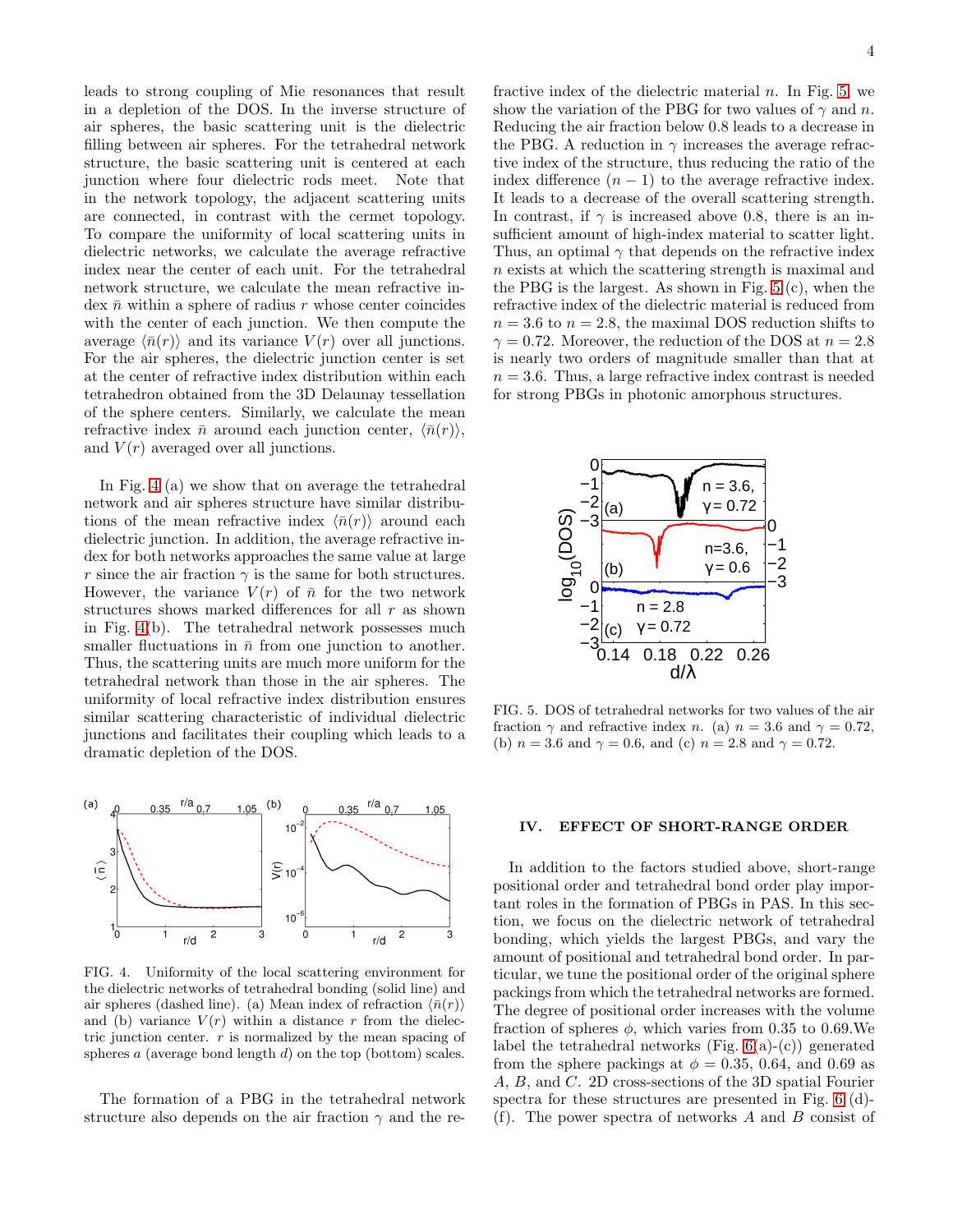leads to strong coupling of Mie resonances that result in a depletion of the DOS. In the inverse structure of air spheres, the basic scattering unit is the dielectric filling between air spheres. For the tetrahedral network structure, the basic scattering unit is centered at each junction where four dielectric rods meet. Note that in the network topology, the adjacent scattering units are connected, in contrast with the cermet topology. To compare the uniformity of local scattering units in dielectric networks, we calculate the average refractive index near the center of each unit. For the tetrahedral network structure, we calculate the mean refractive index $\bar{n}$ within a sphere of radius $r$ whose center coincides with the center of each junction. We then compute the average $\langle \bar{n}(r) \rangle$ and its variance $V(r)$ over all junctions. For the air spheres, the dielectric junction center is set at the center of refractive index distribution within each tetrahedron obtained from the 3D Delaunay tessellation of the sphere centers. Similarly, we calculate the mean refractive index $\bar{n}$ around each junction center, $\langle \bar{n}(r) \rangle$, and $V(r)$ averaged over all junctions.

In Fig. 4 (a) we show that on average the tetrahedral network and air spheres structure have similar distributions of the mean refractive index $\langle \bar{n}(r) \rangle$ around each dielectric junction. In addition, the average refractive index for both networks approaches the same value at large $r$ since the air fraction $\gamma$ is the same for both structures. However, the variance $V(r)$ of $\bar{n}$ for the two network structures shows marked differences for all $r$ as shown in Fig. 4(b). The tetrahedral network possesses much smaller fluctuations in $\bar{n}$ from one junction to another. Thus, the scattering units are much more uniform for the tetrahedral network than those in the air spheres. The uniformity of local refractive index distribution ensures similar scattering characteristic of individual dielectric junctions and facilitates their coupling which leads to a dramatic depletion of the DOS.

FIG. 4. Uniformity of the local scattering environment for the dielectric networks of tetrahedral bonding (solid line) and air spheres (dashed line). (a) Mean index of refraction $\langle \bar{n}(r) \rangle$ and (b) variance $V(r)$ within a distance $r$ from the dielectric junction center. $r$ is normalized by the mean spacing of spheres $a$ (average bond length $d$) on the top (bottom) scales.

The formation of a PBG in the tetrahedral network structure also depends on the air fraction $\gamma$ and the refractive index of the dielectric material $n$. In Fig. 5, we show the variation of the PBG for two values of $\gamma$ and $n$. Reducing the air fraction below 0.8 leads to a decrease in the PBG. A reduction in $\gamma$ increases the average refractive index of the structure, thus reducing the ratio of the index difference $(n-1)$ to the average refractive index. It leads to a decrease of the overall scattering strength. In contrast, if $\gamma$ is increased above 0.8, there is an insufficient amount of high-index material to scatter light. Thus, an optimal $\gamma$ that depends on the refractive index $n$ exists at which the scattering strength is maximal and the PBG is the largest. As shown in Fig. 5 (c), when the refractive index of the dielectric material is reduced from $n = 3.6$ to $n = 2.8$, the maximal DOS reduction shifts to $\gamma = 0.72$. Moreover, the reduction of the DOS at $n = 2.8$ is nearly two orders of magnitude smaller than that at $n = 3.6$. Thus, a large refractive index contrast is needed for strong PBGs in photonic amorphous structures.

FIG. 5. DOS of tetrahedral networks for two values of the air fraction $\gamma$ and refractive index $n$. (a) $n = 3.6$ and $\gamma = 0.72$, (b) $n = 3.6$ and $\gamma = 0.6$, and (c) $n = 2.8$ and $\gamma = 0.72$.

## IV. EFFECT OF SHORT-RANGE ORDER

In addition to the factors studied above, short-range positional order and tetrahedral bond order play important roles in the formation of PBGs in PAS. In this section, we focus on the dielectric network of tetrahedral bonding, which yields the largest PBGs, and vary the amount of positional and tetrahedral bond order. In particular, we tune the positional order of the original sphere packings from which the tetrahedral networks are formed. The degree of positional order increases with the volume fraction of spheres $\phi$, which varies from 0.35 to 0.69.We label the tetrahedral networks (Fig. 6(a)-(c)) generated from the sphere packings at $\phi = 0.35$, 0.64, and 0.69 as $A$, $B$, and $C$. 2D cross-sections of the 3D spatial Fourier spectra for these structures are presented in Fig. 6 (d)-(f). The power spectra of networks $A$ and $B$ consist of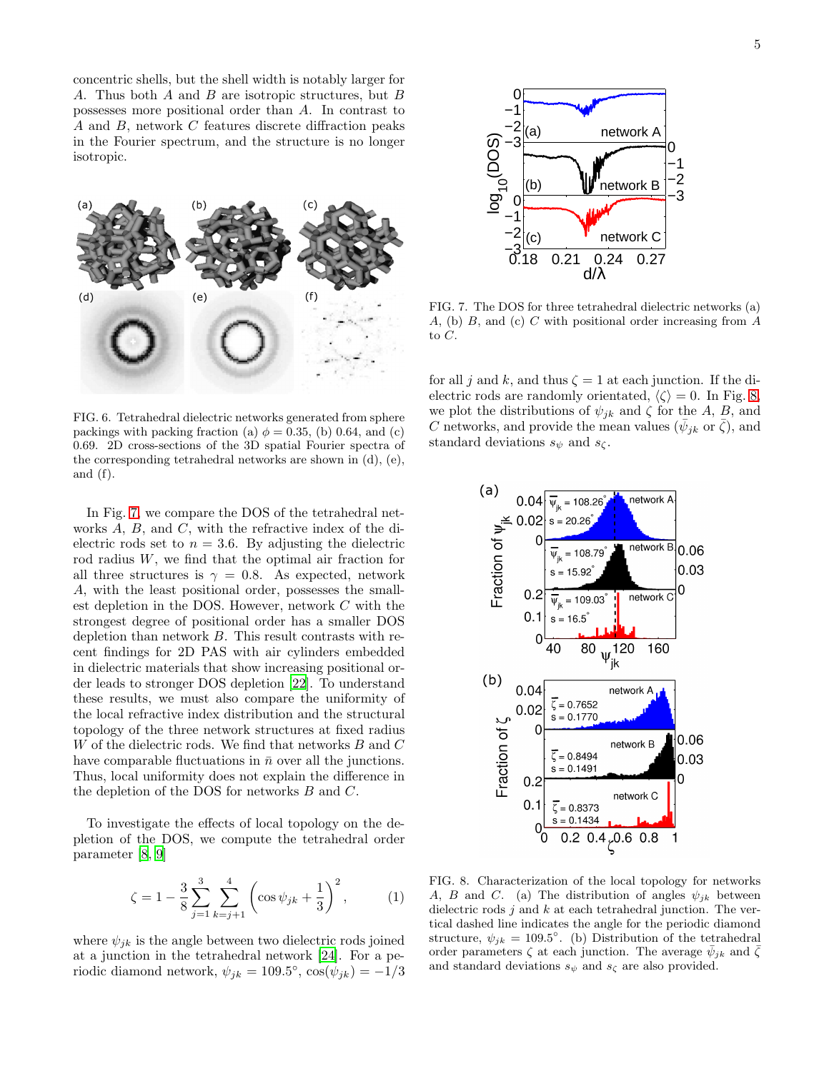concentric shells, but the shell width is notably larger for $A$. Thus both $A$ and $B$ are isotropic structures, but $B$ possesses more positional order than $A$. In contrast to $A$ and $B$, network $C$ features discrete diffraction peaks in the Fourier spectrum, and the structure is no longer isotropic.

FIG. 6. Tetrahedral dielectric networks generated from sphere packings with packing fraction (a) $\phi = 0.35$, (b) 0.64, and (c) 0.69. 2D cross-sections of the 3D spatial Fourier spectra of the corresponding tetrahedral networks are shown in (d), (e), and (f).

In Fig. 7, we compare the DOS of the tetrahedral networks $A$, $B$, and $C$, with the refractive index of the dielectric rods set to $n = 3.6$. By adjusting the dielectric rod radius $W$, we find that the optimal air fraction for all three structures is $\gamma = 0.8$. As expected, network $A$, with the least positional order, possesses the smallest depletion in the DOS. However, network $C$ with the strongest degree of positional order has a smaller DOS depletion than network $B$. This result contrasts with recent findings for 2D PAS with air cylinders embedded in dielectric materials that show increasing positional order leads to stronger DOS depletion [22]. To understand these results, we must also compare the uniformity of the local refractive index distribution and the structural topology of the three network structures at fixed radius $W$ of the dielectric rods. We find that networks $B$ and $C$ have comparable fluctuations in $\bar{n}$ over all the junctions. Thus, local uniformity does not explain the difference in the depletion of the DOS for networks $B$ and $C$.

To investigate the effects of local topology on the depletion of the DOS, we compute the tetrahedral order parameter [8, 9]

$$\zeta = 1 - \frac{3}{8}\sum_{j=1}^{3}\sum_{k=j+1}^{4}\left(\cos\psi_{jk} + \frac{1}{3}\right)^2, \qquad (1)$$

where $\psi_{jk}$ is the angle between two dielectric rods joined at a junction in the tetrahedral network [24]. For a periodic diamond network, $\psi_{jk} = 109.5^\circ$, $\cos(\psi_{jk}) = -1/3$ for all $j$ and $k$, and thus $\zeta = 1$ at each junction. If the dielectric rods are randomly orientated, $\langle\zeta\rangle = 0$. In Fig. 8, we plot the distributions of $\psi_{jk}$ and $\zeta$ for the $A$, $B$, and $C$ networks, and provide the mean values ($\bar{\psi}_{jk}$ or $\bar{\zeta}$), and standard deviations $s_\psi$ and $s_\zeta$.

FIG. 7. The DOS for three tetrahedral dielectric networks (a) $A$, (b) $B$, and (c) $C$ with positional order increasing from $A$ to $C$.

FIG. 8. Characterization of the local topology for networks $A$, $B$ and $C$. (a) The distribution of angles $\psi_{jk}$ between dielectric rods $j$ and $k$ at each tetrahedral junction. The vertical dashed line indicates the angle for the periodic diamond structure, $\psi_{jk} = 109.5^\circ$. (b) Distribution of the tetrahedral order parameters $\zeta$ at each junction. The average $\bar{\psi}_{jk}$ and $\bar{\zeta}$ and standard deviations $s_\psi$ and $s_\zeta$ are also provided.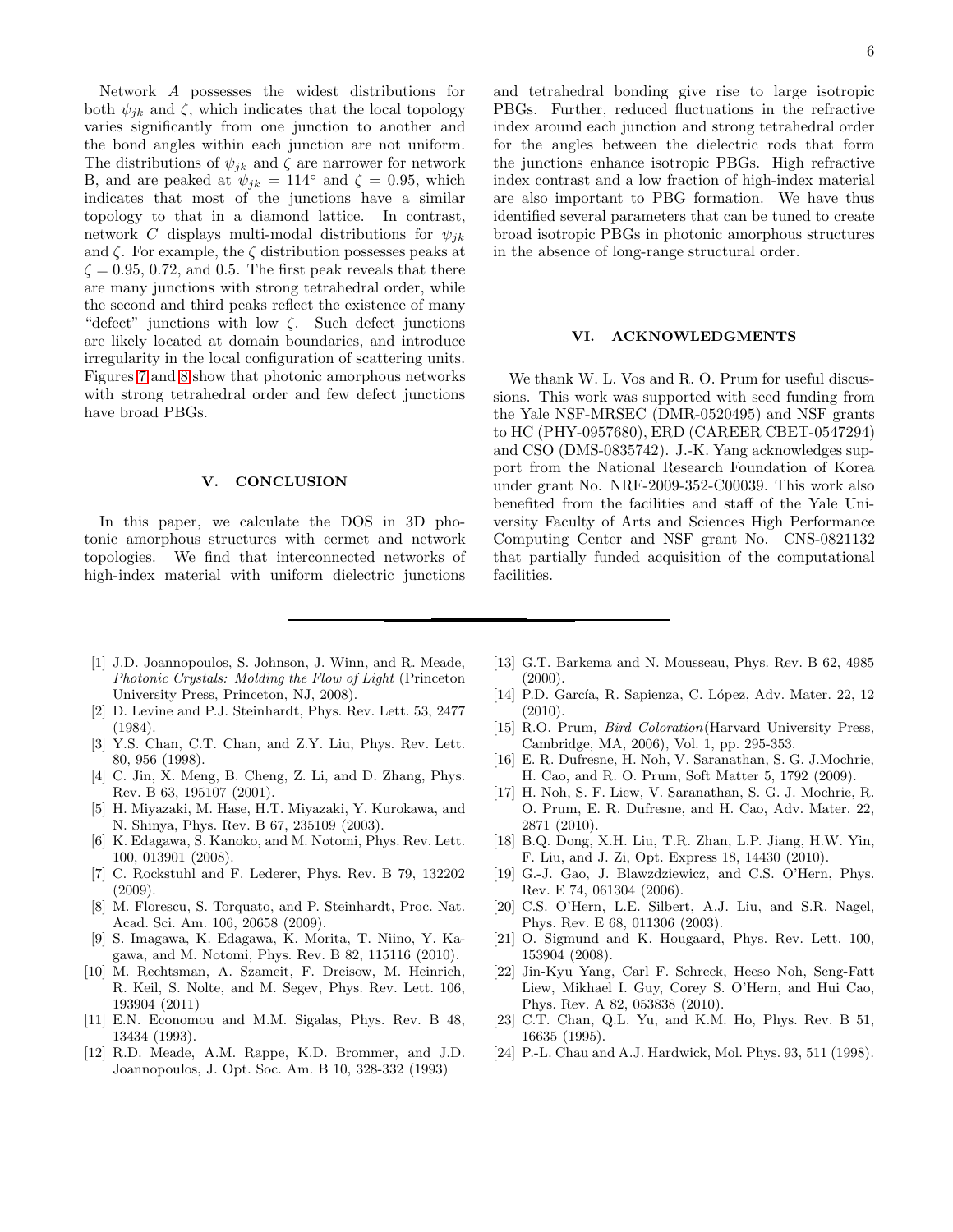Network $A$ possesses the widest distributions for both $\psi_{jk}$ and $\zeta$, which indicates that the local topology varies significantly from one junction to another and the bond angles within each junction are not uniform. The distributions of $\psi_{jk}$ and $\zeta$ are narrower for network B, and are peaked at $\psi_{jk} = 114^\circ$ and $\zeta = 0.95$, which indicates that most of the junctions have a similar topology to that in a diamond lattice. In contrast, network $C$ displays multi-modal distributions for $\psi_{jk}$ and $\zeta$. For example, the $\zeta$ distribution possesses peaks at $\zeta = 0.95$, 0.72, and 0.5. The first peak reveals that there are many junctions with strong tetrahedral order, while the second and third peaks reflect the existence of many "defect" junctions with low $\zeta$. Such defect junctions are likely located at domain boundaries, and introduce irregularity in the local configuration of scattering units. Figures 7 and 8 show that photonic amorphous networks with strong tetrahedral order and few defect junctions have broad PBGs.

## V. CONCLUSION

In this paper, we calculate the DOS in 3D photonic amorphous structures with cermet and network topologies. We find that interconnected networks of high-index material with uniform dielectric junctions and tetrahedral bonding give rise to large isotropic PBGs. Further, reduced fluctuations in the refractive index around each junction and strong tetrahedral order for the angles between the dielectric rods that form the junctions enhance isotropic PBGs. High refractive index contrast and a low fraction of high-index material are also important to PBG formation. We have thus identified several parameters that can be tuned to create broad isotropic PBGs in photonic amorphous structures in the absence of long-range structural order.

## VI. ACKNOWLEDGMENTS

We thank W. L. Vos and R. O. Prum for useful discussions. This work was supported with seed funding from the Yale NSF-MRSEC (DMR-0520495) and NSF grants to HC (PHY-0957680), ERD (CAREER CBET-0547294) and CSO (DMS-0835742). J.-K. Yang acknowledges support from the National Research Foundation of Korea under grant No. NRF-2009-352-C00039. This work also benefited from the facilities and staff of the Yale University Faculty of Arts and Sciences High Performance Computing Center and NSF grant No. CNS-0821132 that partially funded acquisition of the computational facilities.

---

[1] J.D. Joannopoulos, S. Johnson, J. Winn, and R. Meade, *Photonic Crystals: Molding the Flow of Light* (Princeton University Press, Princeton, NJ, 2008).

[2] D. Levine and P.J. Steinhardt, Phys. Rev. Lett. 53, 2477 (1984).

[3] Y.S. Chan, C.T. Chan, and Z.Y. Liu, Phys. Rev. Lett. 80, 956 (1998).

[4] C. Jin, X. Meng, B. Cheng, Z. Li, and D. Zhang, Phys. Rev. B 63, 195107 (2001).

[5] H. Miyazaki, M. Hase, H.T. Miyazaki, Y. Kurokawa, and N. Shinya, Phys. Rev. B 67, 235109 (2003).

[6] K. Edagawa, S. Kanoko, and M. Notomi, Phys. Rev. Lett. 100, 013901 (2008).

[7] C. Rockstuhl and F. Lederer, Phys. Rev. B 79, 132202 (2009).

[8] M. Florescu, S. Torquato, and P. Steinhardt, Proc. Nat. Acad. Sci. Am. 106, 20658 (2009).

[9] S. Imagawa, K. Edagawa, K. Morita, T. Niino, Y. Kagawa, and M. Notomi, Phys. Rev. B 82, 115116 (2010).

[10] M. Rechtsman, A. Szameit, F. Dreisow, M. Heinrich, R. Keil, S. Nolte, and M. Segev, Phys. Rev. Lett. 106, 193904 (2011)

[11] E.N. Economou and M.M. Sigalas, Phys. Rev. B 48, 13434 (1993).

[12] R.D. Meade, A.M. Rappe, K.D. Brommer, and J.D. Joannopoulos, J. Opt. Soc. Am. B 10, 328-332 (1993)

[13] G.T. Barkema and N. Mousseau, Phys. Rev. B 62, 4985 (2000).

[14] P.D. García, R. Sapienza, C. López, Adv. Mater. 22, 12 (2010).

[15] R.O. Prum, *Bird Coloration*(Harvard University Press, Cambridge, MA, 2006), Vol. 1, pp. 295-353.

[16] E. R. Dufresne, H. Noh, V. Saranathan, S. G. J.Mochrie, H. Cao, and R. O. Prum, Soft Matter 5, 1792 (2009).

[17] H. Noh, S. F. Liew, V. Saranathan, S. G. J. Mochrie, R. O. Prum, E. R. Dufresne, and H. Cao, Adv. Mater. 22, 2871 (2010).

[18] B.Q. Dong, X.H. Liu, T.R. Zhan, L.P. Jiang, H.W. Yin, F. Liu, and J. Zi, Opt. Express 18, 14430 (2010).

[19] G.-J. Gao, J. Blawzdziewicz, and C.S. O'Hern, Phys. Rev. E 74, 061304 (2006).

[20] C.S. O'Hern, L.E. Silbert, A.J. Liu, and S.R. Nagel, Phys. Rev. E 68, 011306 (2003).

[21] O. Sigmund and K. Hougaard, Phys. Rev. Lett. 100, 153904 (2008).

[22] Jin-Kyu Yang, Carl F. Schreck, Heeso Noh, Seng-Fatt Liew, Mikhael I. Guy, Corey S. O'Hern, and Hui Cao, Phys. Rev. A 82, 053838 (2010).

[23] C.T. Chan, Q.L. Yu, and K.M. Ho, Phys. Rev. B 51, 16635 (1995).

[24] P.-L. Chau and A.J. Hardwick, Mol. Phys. 93, 511 (1998).